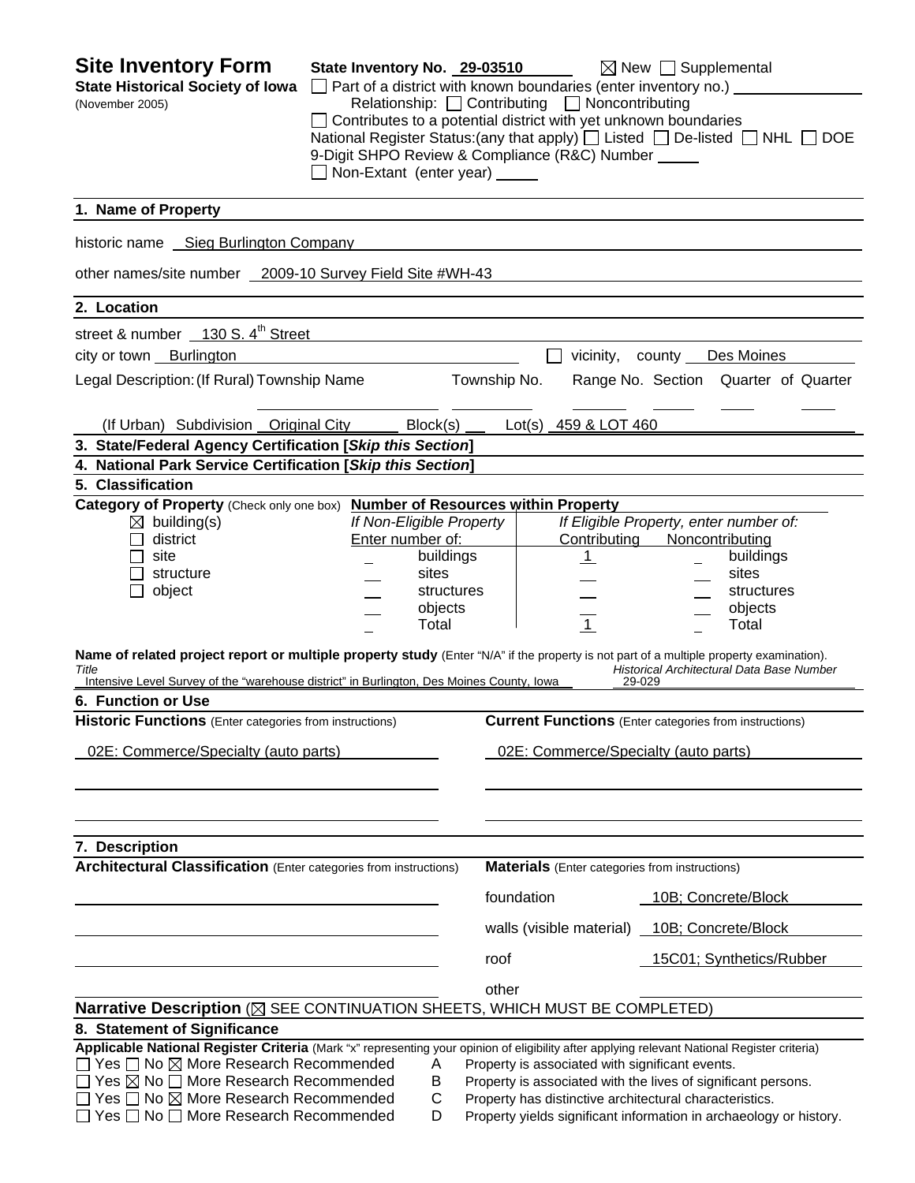# Site Inventory Form

**State Historical Society of Iowa**
(November 2005)

**State Inventory No.** 29-03510 ☒ New ☐ Supplemental
☐ Part of a district with known boundaries (enter inventory no.)
Relationship: ☐ Contributing ☐ Noncontributing
☐ Contributes to a potential district with yet unknown boundaries
National Register Status:(any that apply) ☐ Listed ☐ De-listed ☐ NHL ☐ DOE
9-Digit SHPO Review & Compliance (R&C) Number
☐ Non-Extant (enter year)

## 1. Name of Property

historic name Sieg Burlington Company

other names/site number 2009-10 Survey Field Site #WH-43

## 2. Location

street & number 130 S. 4th Street

city or town Burlington ☐ vicinity, county Des Moines

Legal Description: (If Rural) Township Name Township No. Range No. Section Quarter of Quarter

(If Urban) Subdivision Original City Block(s) Lot(s) 459 & LOT 460

## 3. State/Federal Agency Certification [*Skip this Section*]

## 4. National Park Service Certification [*Skip this Section*]

## 5. Classification

**Category of Property** (Check only one box)

- ☒ building(s)
- ☐ district
- ☐ site
- ☐ structure
- ☐ object

**Number of Resources within Property**

| If Non-Eligible Property Enter number of: | | If Eligible Property, enter number of: Contributing | Noncontributing | |
|---|---|---|---|---|
| | buildings | 1 | | buildings |
| | sites | | | sites |
| | structures | | | structures |
| | objects | | | objects |
| | Total | 1 | | Total |

**Name of related project report or multiple property study** (Enter "N/A" if the property is not part of a multiple property examination).

| *Title* | *Historical Architectural Data Base Number* |
|---|---|
| Intensive Level Survey of the "warehouse district" in Burlington, Des Moines County, Iowa | 29-029 |

## 6. Function or Use

| **Historic Functions** (Enter categories from instructions) | **Current Functions** (Enter categories from instructions) |
|---|---|
| 02E: Commerce/Specialty (auto parts) | 02E: Commerce/Specialty (auto parts) |

## 7. Description

**Architectural Classification** (Enter categories from instructions)

**Materials** (Enter categories from instructions)

| | |
|---|---|
| foundation | 10B; Concrete/Block |
| walls (visible material) | 10B; Concrete/Block |
| roof | 15C01; Synthetics/Rubber |
| other | |

**Narrative Description** (☒ SEE CONTINUATION SHEETS, WHICH MUST BE COMPLETED)

## 8. Statement of Significance

**Applicable National Register Criteria** (Mark "x" representing your opinion of eligibility after applying relevant National Register criteria)

- ☐ Yes ☐ No ☒ More Research Recommended — A — Property is associated with significant events.
- ☐ Yes ☒ No ☐ More Research Recommended — B — Property is associated with the lives of significant persons.
- ☐ Yes ☐ No ☒ More Research Recommended — C — Property has distinctive architectural characteristics.
- ☐ Yes ☐ No ☐ More Research Recommended — D — Property yields significant information in archaeology or history.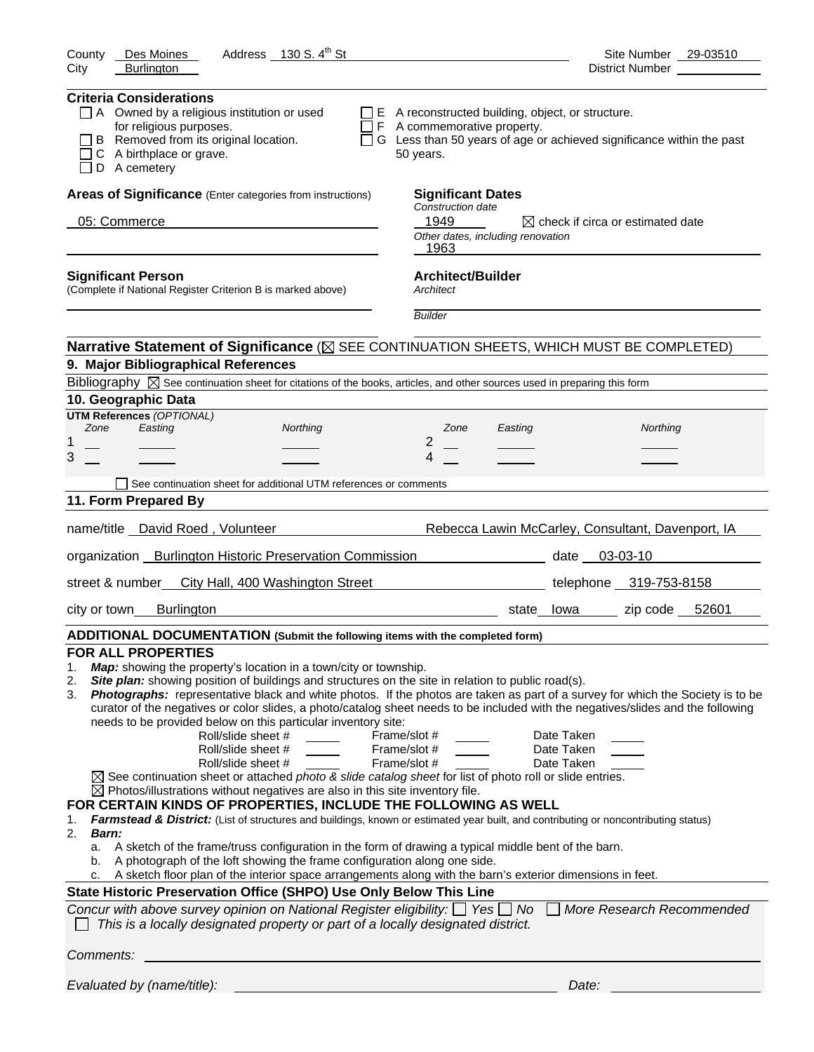County Des Moines Address 130 S. 4th St Site Number 29-03510
City Burlington District Number

**Criteria Considerations**

- ☐ A Owned by a religious institution or used for religious purposes.
- ☐ B Removed from its original location.
- ☐ C A birthplace or grave.
- ☐ D A cemetery
- ☐ E A reconstructed building, object, or structure.
- ☐ F A commemorative property.
- ☐ G Less than 50 years of age or achieved significance within the past 50 years.

**Areas of Significance** (Enter categories from instructions)

05: Commerce

**Significant Dates**

*Construction date*

1949 ☒ check if circa or estimated date

*Other dates, including renovation*

1963

**Significant Person**

(Complete if National Register Criterion B is marked above)

**Architect/Builder**

*Architect*

*Builder*

**Narrative Statement of Significance** (☒ SEE CONTINUATION SHEETS, WHICH MUST BE COMPLETED)

**9. Major Bibliographical References**

Bibliography ☒ See continuation sheet for citations of the books, articles, and other sources used in preparing this form

**10. Geographic Data**

**UTM References** *(OPTIONAL)*

| | Zone | Easting | Northing | | Zone | Easting | Northing |
|---|---|---|---|---|---|---|---|
| 1 | | | | 2 | | | |
| 3 | | | | 4 | | | |

☐ See continuation sheet for additional UTM references or comments

**11. Form Prepared By**

name/title David Roed , Volunteer Rebecca Lawin McCarley, Consultant, Davenport, IA

organization Burlington Historic Preservation Commission date 03-03-10

street & number City Hall, 400 Washington Street telephone 319-753-8158

city or town Burlington state Iowa zip code 52601

**ADDITIONAL DOCUMENTATION (Submit the following items with the completed form)**

**FOR ALL PROPERTIES**

1. ***Map:*** showing the property's location in a town/city or township.
2. ***Site plan:*** showing position of buildings and structures on the site in relation to public road(s).
3. ***Photographs:*** representative black and white photos. If the photos are taken as part of a survey for which the Society is to be curator of the negatives or color slides, a photo/catalog sheet needs to be included with the negatives/slides and the following needs to be provided below on this particular inventory site:

Roll/slide sheet # Frame/slot # Date Taken
Roll/slide sheet # Frame/slot # Date Taken
Roll/slide sheet # Frame/slot # Date Taken

☒ See continuation sheet or attached *photo & slide catalog sheet* for list of photo roll or slide entries.
☒ Photos/illustrations without negatives are also in this site inventory file.

**FOR CERTAIN KINDS OF PROPERTIES, INCLUDE THE FOLLOWING AS WELL**

1. ***Farmstead & District:*** (List of structures and buildings, known or estimated year built, and contributing or noncontributing status)
2. ***Barn:***
   a. A sketch of the frame/truss configuration in the form of drawing a typical middle bent of the barn.
   b. A photograph of the loft showing the frame configuration along one side.
   c. A sketch floor plan of the interior space arrangements along with the barn's exterior dimensions in feet.

**State Historic Preservation Office (SHPO) Use Only Below This Line**

*Concur with above survey opinion on National Register eligibility:* ☐ *Yes* ☐ *No* ☐ *More Research Recommended*

☐ *This is a locally designated property or part of a locally designated district.*

*Comments:*

*Evaluated by (name/title):* *Date:*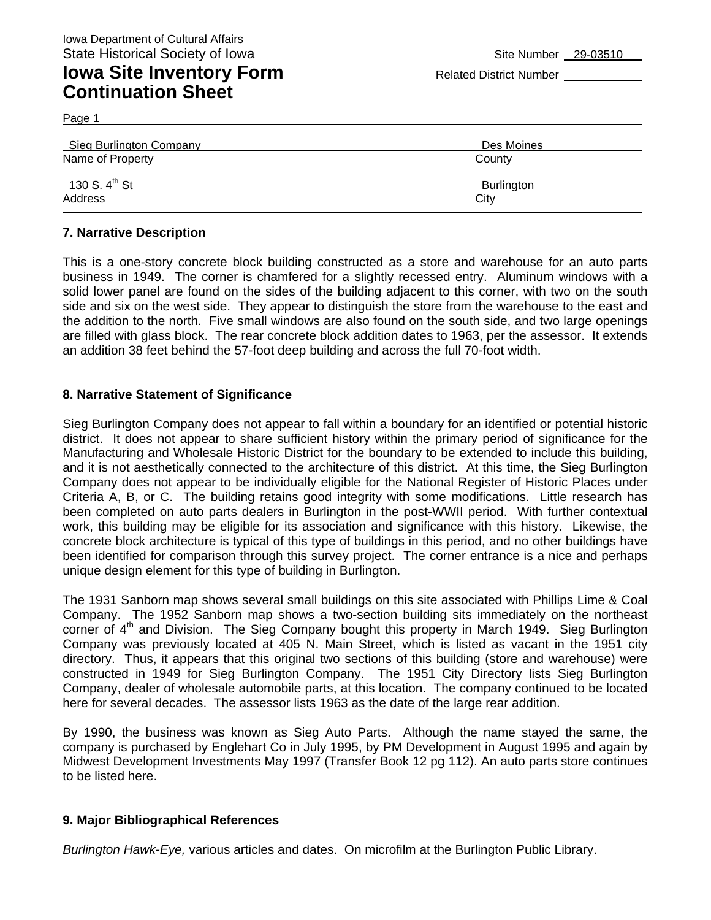Iowa Department of Cultural Affairs
State Historical Society of Iowa

Site Number 29-03510

# Iowa Site Inventory Form Continuation Sheet

Related District Number

Page 1

| Sieg Burlington Company | Des Moines |
|---|---|
| Name of Property | County |
| 130 S. 4th St | Burlington |
| Address | City |

## 7. Narrative Description

This is a one-story concrete block building constructed as a store and warehouse for an auto parts business in 1949. The corner is chamfered for a slightly recessed entry. Aluminum windows with a solid lower panel are found on the sides of the building adjacent to this corner, with two on the south side and six on the west side. They appear to distinguish the store from the warehouse to the east and the addition to the north. Five small windows are also found on the south side, and two large openings are filled with glass block. The rear concrete block addition dates to 1963, per the assessor. It extends an addition 38 feet behind the 57-foot deep building and across the full 70-foot width.

## 8. Narrative Statement of Significance

Sieg Burlington Company does not appear to fall within a boundary for an identified or potential historic district. It does not appear to share sufficient history within the primary period of significance for the Manufacturing and Wholesale Historic District for the boundary to be extended to include this building, and it is not aesthetically connected to the architecture of this district. At this time, the Sieg Burlington Company does not appear to be individually eligible for the National Register of Historic Places under Criteria A, B, or C. The building retains good integrity with some modifications. Little research has been completed on auto parts dealers in Burlington in the post-WWII period. With further contextual work, this building may be eligible for its association and significance with this history. Likewise, the concrete block architecture is typical of this type of buildings in this period, and no other buildings have been identified for comparison through this survey project. The corner entrance is a nice and perhaps unique design element for this type of building in Burlington.

The 1931 Sanborn map shows several small buildings on this site associated with Phillips Lime & Coal Company. The 1952 Sanborn map shows a two-section building sits immediately on the northeast corner of 4th and Division. The Sieg Company bought this property in March 1949. Sieg Burlington Company was previously located at 405 N. Main Street, which is listed as vacant in the 1951 city directory. Thus, it appears that this original two sections of this building (store and warehouse) were constructed in 1949 for Sieg Burlington Company. The 1951 City Directory lists Sieg Burlington Company, dealer of wholesale automobile parts, at this location. The company continued to be located here for several decades. The assessor lists 1963 as the date of the large rear addition.

By 1990, the business was known as Sieg Auto Parts. Although the name stayed the same, the company is purchased by Englehart Co in July 1995, by PM Development in August 1995 and again by Midwest Development Investments May 1997 (Transfer Book 12 pg 112). An auto parts store continues to be listed here.

## 9. Major Bibliographical References

*Burlington Hawk-Eye,* various articles and dates. On microfilm at the Burlington Public Library.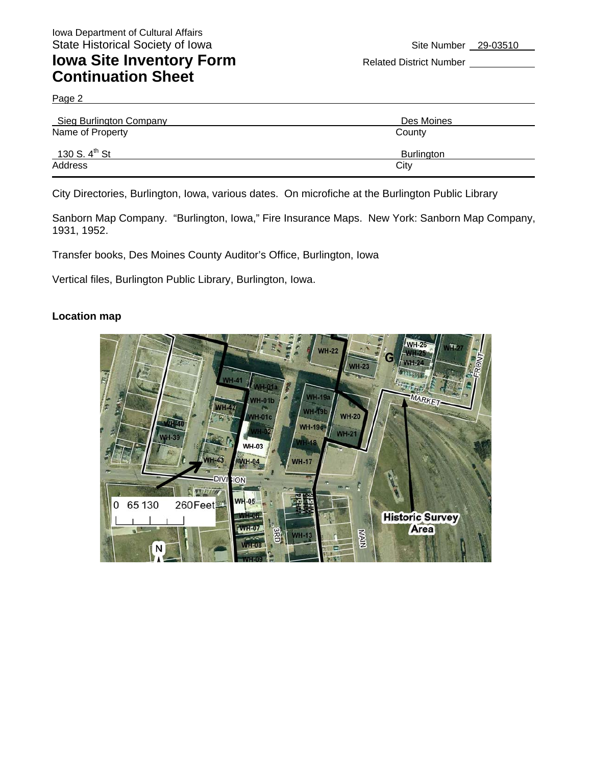Iowa Department of Cultural Affairs
State Historical Society of Iowa

# Iowa Site Inventory Form Continuation Sheet

Site Number 29-03510

Related District Number

Page 2

| Sieg Burlington Company | Des Moines |
|---|---|
| Name of Property | County |
| 130 S. 4th St | Burlington |
| Address | City |

City Directories, Burlington, Iowa, various dates. On microfiche at the Burlington Public Library

Sanborn Map Company. "Burlington, Iowa," Fire Insurance Maps. New York: Sanborn Map Company, 1931, 1952.

Transfer books, Des Moines County Auditor's Office, Burlington, Iowa

Vertical files, Burlington Public Library, Burlington, Iowa.

**Location map**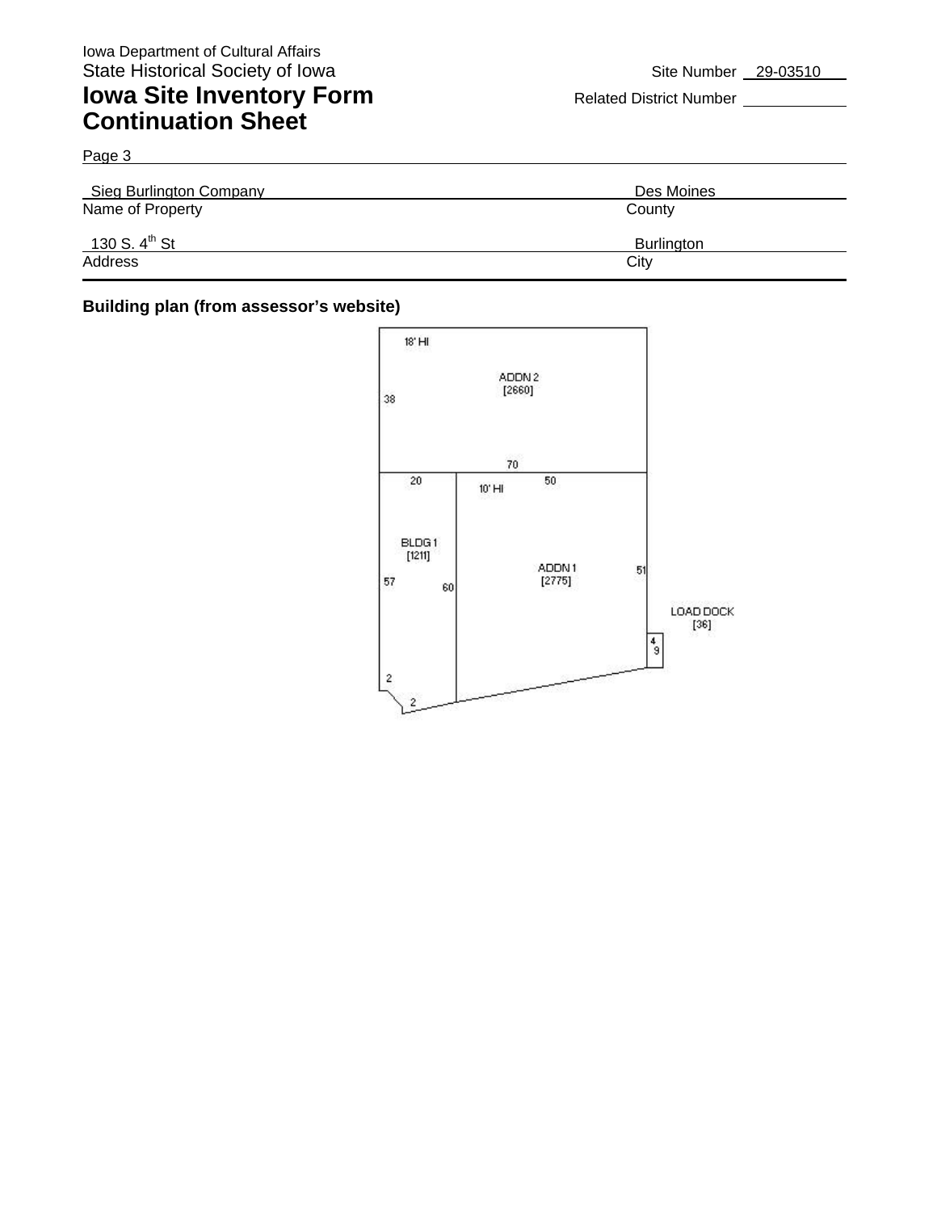Iowa Department of Cultural Affairs
State Historical Society of Iowa

# Iowa Site Inventory Form Continuation Sheet

Site Number 29-03510

Related District Number

Page 3

| Sieg Burlington Company | Des Moines |
|---|---|
| Name of Property | County |
| 130 S. 4th St | Burlington |
| Address | City |

**Building plan (from assessor's website)**

18' HI

ADDN 2
[2660]

38

70

20

50

10' HI

BLDG 1
[1211]

ADDN 1
[2775]

51

57

60

LOAD DOCK
[36]

4

9

2

2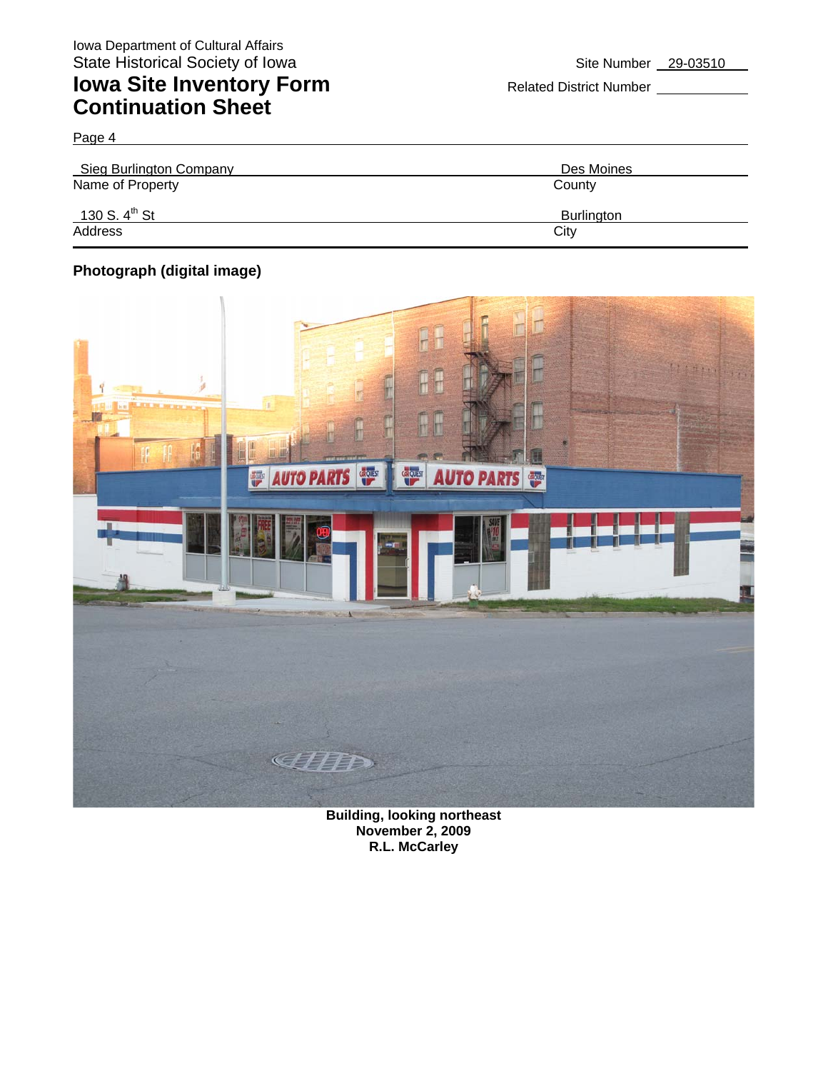Iowa Department of Cultural Affairs
State Historical Society of Iowa

# Iowa Site Inventory Form
# Continuation Sheet

Site Number 29-03510

Related District Number

Page 4

| Name of Property | County |
| --- | --- |
| Sieg Burlington Company | Des Moines |

| Address | City |
| --- | --- |
| 130 S. 4th St | Burlington |

**Photograph (digital image)**

**Building, looking northeast**
**November 2, 2009**
**R.L. McCarley**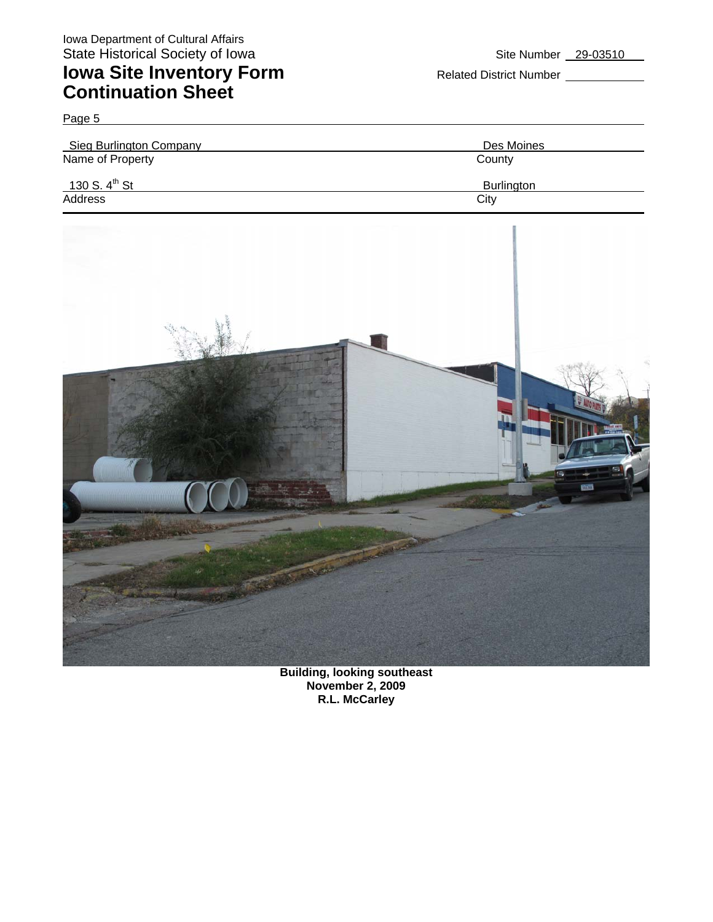Iowa Department of Cultural Affairs
State Historical Society of Iowa

# Iowa Site Inventory Form Continuation Sheet

Site Number 29-03510

Related District Number

Page 5

| | |
|---|---|
| Sieg Burlington Company | Des Moines |
| Name of Property | County |
| 130 S. 4th St | Burlington |
| Address | City |

**Building, looking southeast**
**November 2, 2009**
**R.L. McCarley**